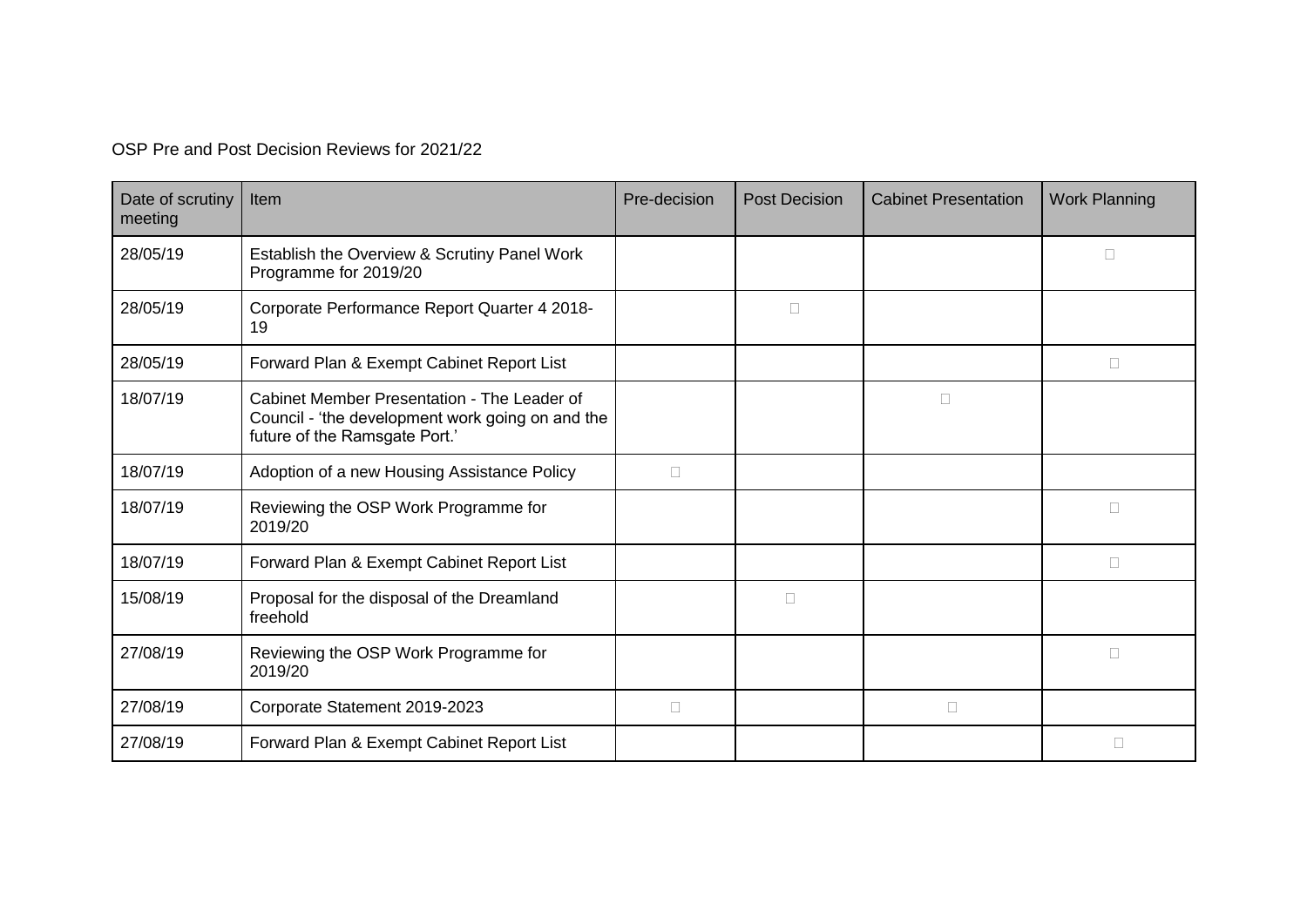OSP Pre and Post Decision Reviews for 2021/22

| Date of scrutiny meeting | Item | Pre-decision | Post Decision | Cabinet Presentation | Work Planning |
|---|---|---|---|---|---|
| 28/05/19 | Establish the Overview & Scrutiny Panel Work Programme for 2019/20 | | | | ☐ |
| 28/05/19 | Corporate Performance Report Quarter 4 2018-19 | | ☐ | | |
| 28/05/19 | Forward Plan & Exempt Cabinet Report List | | | | ☐ |
| 18/07/19 | Cabinet Member Presentation - The Leader of Council - 'the development work going on and the future of the Ramsgate Port.' | | | ☐ | |
| 18/07/19 | Adoption of a new Housing Assistance Policy | ☐ | | | |
| 18/07/19 | Reviewing the OSP Work Programme for 2019/20 | | | | ☐ |
| 18/07/19 | Forward Plan & Exempt Cabinet Report List | | | | ☐ |
| 15/08/19 | Proposal for the disposal of the Dreamland freehold | | ☐ | | |
| 27/08/19 | Reviewing the OSP Work Programme for 2019/20 | | | | ☐ |
| 27/08/19 | Corporate Statement 2019-2023 | ☐ | | ☐ | |
| 27/08/19 | Forward Plan & Exempt Cabinet Report List | | | | ☐ |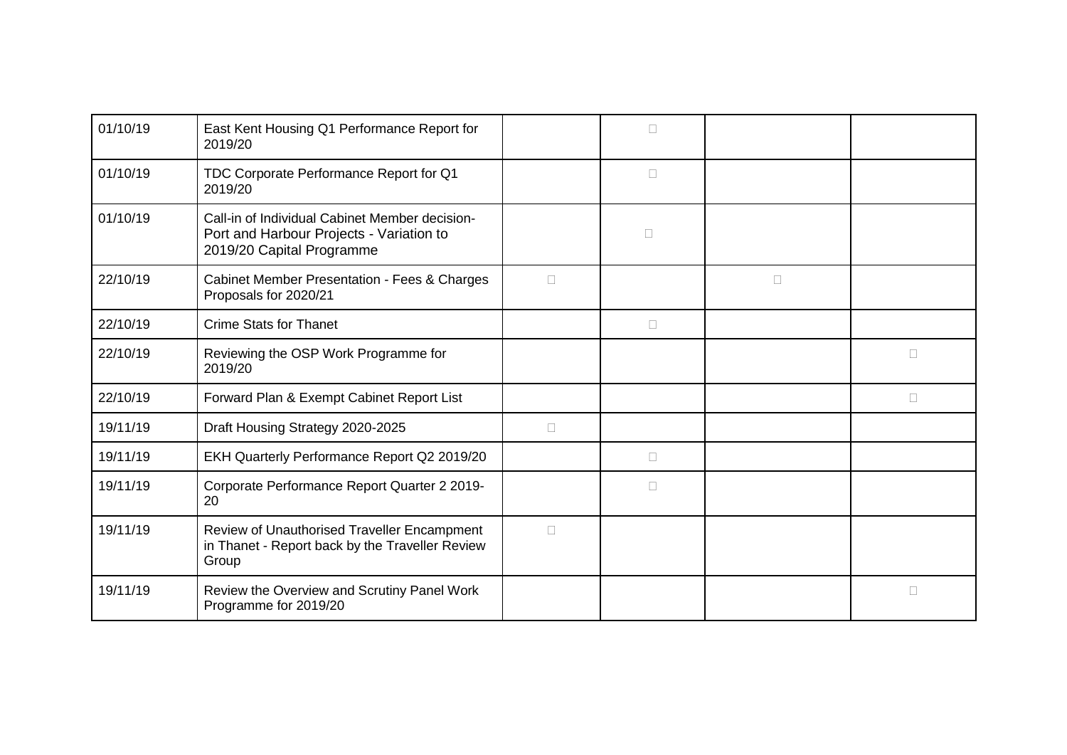| | | | | | |
|---|---|---|---|---|---|
| 01/10/19 | East Kent Housing Q1 Performance Report for 2019/20 | | □ | | |
| 01/10/19 | TDC Corporate Performance Report for Q1 2019/20 | | □ | | |
| 01/10/19 | Call-in of Individual Cabinet Member decision- Port and Harbour Projects - Variation to 2019/20 Capital Programme | | □ | | |
| 22/10/19 | Cabinet Member Presentation - Fees & Charges Proposals for 2020/21 | □ | | □ | |
| 22/10/19 | Crime Stats for Thanet | | □ | | |
| 22/10/19 | Reviewing the OSP Work Programme for 2019/20 | | | | □ |
| 22/10/19 | Forward Plan & Exempt Cabinet Report List | | | | □ |
| 19/11/19 | Draft Housing Strategy 2020-2025 | □ | | | |
| 19/11/19 | EKH Quarterly Performance Report Q2 2019/20 | | □ | | |
| 19/11/19 | Corporate Performance Report Quarter 2 2019-20 | | □ | | |
| 19/11/19 | Review of Unauthorised Traveller Encampment in Thanet - Report back by the Traveller Review Group | □ | | | |
| 19/11/19 | Review the Overview and Scrutiny Panel Work Programme for 2019/20 | | | | □ |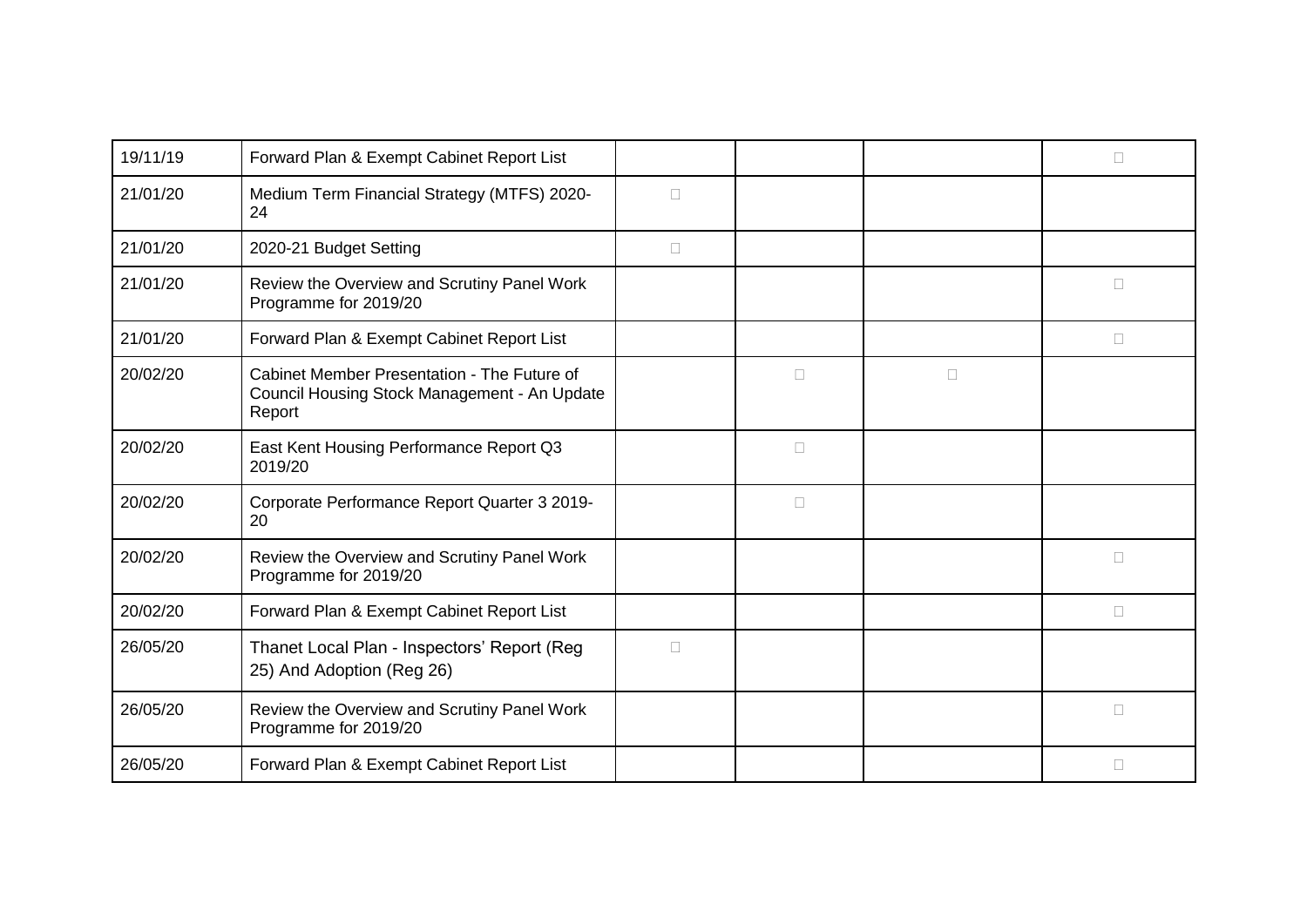| | | | | | |
|---|---|---|---|---|---|
| 19/11/19 | Forward Plan & Exempt Cabinet Report List | | | | ☐ |
| 21/01/20 | Medium Term Financial Strategy (MTFS) 2020-24 | ☐ | | | |
| 21/01/20 | 2020-21 Budget Setting | ☐ | | | |
| 21/01/20 | Review the Overview and Scrutiny Panel Work Programme for 2019/20 | | | | ☐ |
| 21/01/20 | Forward Plan & Exempt Cabinet Report List | | | | ☐ |
| 20/02/20 | Cabinet Member Presentation - The Future of Council Housing Stock Management - An Update Report | | ☐ | ☐ | |
| 20/02/20 | East Kent Housing Performance Report Q3 2019/20 | | ☐ | | |
| 20/02/20 | Corporate Performance Report Quarter 3 2019-20 | | ☐ | | |
| 20/02/20 | Review the Overview and Scrutiny Panel Work Programme for 2019/20 | | | | ☐ |
| 20/02/20 | Forward Plan & Exempt Cabinet Report List | | | | ☐ |
| 26/05/20 | Thanet Local Plan - Inspectors' Report (Reg 25) And Adoption (Reg 26) | ☐ | | | |
| 26/05/20 | Review the Overview and Scrutiny Panel Work Programme for 2019/20 | | | | ☐ |
| 26/05/20 | Forward Plan & Exempt Cabinet Report List | | | | ☐ |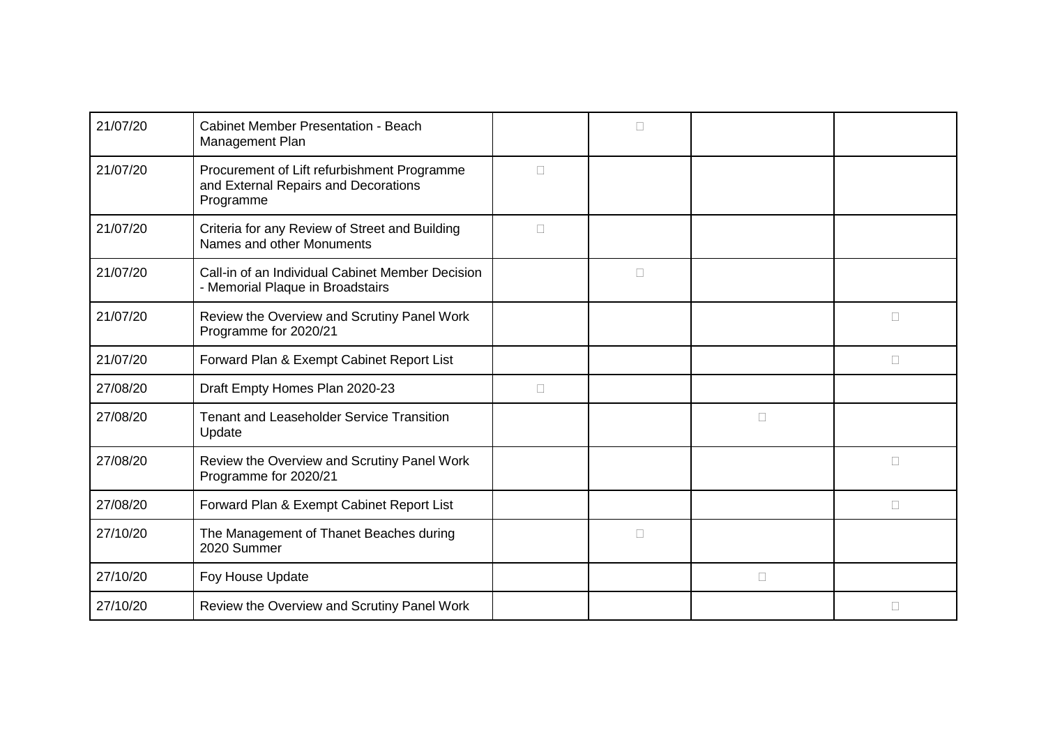| | | | | | |
|---|---|---|---|---|---|
| 21/07/20 | Cabinet Member Presentation - Beach Management Plan | | □ | | |
| 21/07/20 | Procurement of Lift refurbishment Programme and External Repairs and Decorations Programme | □ | | | |
| 21/07/20 | Criteria for any Review of Street and Building Names and other Monuments | □ | | | |
| 21/07/20 | Call-in of an Individual Cabinet Member Decision - Memorial Plaque in Broadstairs | | □ | | |
| 21/07/20 | Review the Overview and Scrutiny Panel Work Programme for 2020/21 | | | | □ |
| 21/07/20 | Forward Plan & Exempt Cabinet Report List | | | | □ |
| 27/08/20 | Draft Empty Homes Plan 2020-23 | □ | | | |
| 27/08/20 | Tenant and Leaseholder Service Transition Update | | | □ | |
| 27/08/20 | Review the Overview and Scrutiny Panel Work Programme for 2020/21 | | | | □ |
| 27/08/20 | Forward Plan & Exempt Cabinet Report List | | | | □ |
| 27/10/20 | The Management of Thanet Beaches during 2020 Summer | | □ | | |
| 27/10/20 | Foy House Update | | | □ | |
| 27/10/20 | Review the Overview and Scrutiny Panel Work | | | | □ |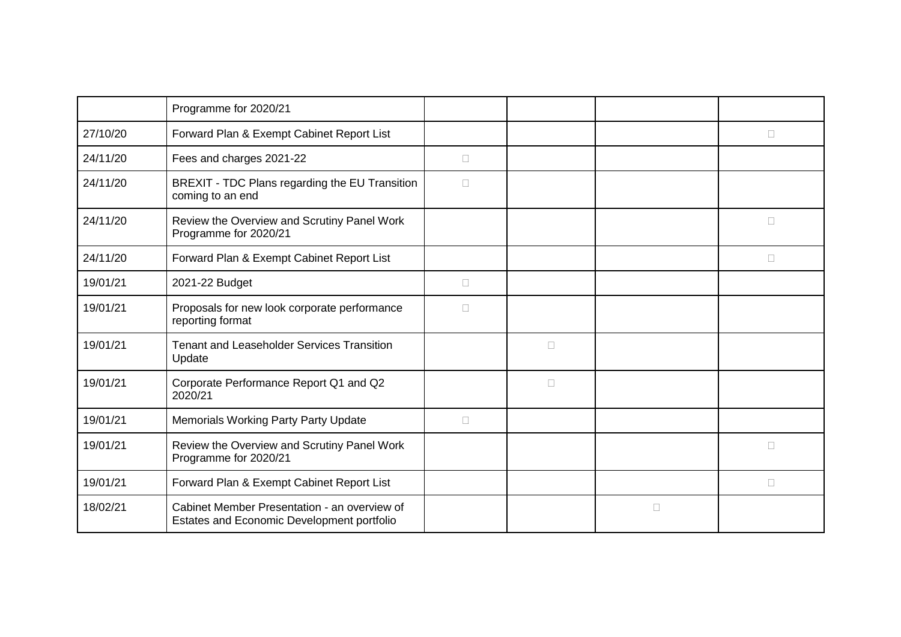| | | | | | |
|---|---|---|---|---|---|
| | Programme for 2020/21 | | | | |
| 27/10/20 | Forward Plan & Exempt Cabinet Report List | | | | ☐ |
| 24/11/20 | Fees and charges 2021-22 | ☐ | | | |
| 24/11/20 | BREXIT - TDC Plans regarding the EU Transition coming to an end | ☐ | | | |
| 24/11/20 | Review the Overview and Scrutiny Panel Work Programme for 2020/21 | | | | ☐ |
| 24/11/20 | Forward Plan & Exempt Cabinet Report List | | | | ☐ |
| 19/01/21 | 2021-22 Budget | ☐ | | | |
| 19/01/21 | Proposals for new look corporate performance reporting format | ☐ | | | |
| 19/01/21 | Tenant and Leaseholder Services Transition Update | | ☐ | | |
| 19/01/21 | Corporate Performance Report Q1 and Q2 2020/21 | | ☐ | | |
| 19/01/21 | Memorials Working Party Party Update | ☐ | | | |
| 19/01/21 | Review the Overview and Scrutiny Panel Work Programme for 2020/21 | | | | ☐ |
| 19/01/21 | Forward Plan & Exempt Cabinet Report List | | | | ☐ |
| 18/02/21 | Cabinet Member Presentation - an overview of Estates and Economic Development portfolio | | | ☐ | |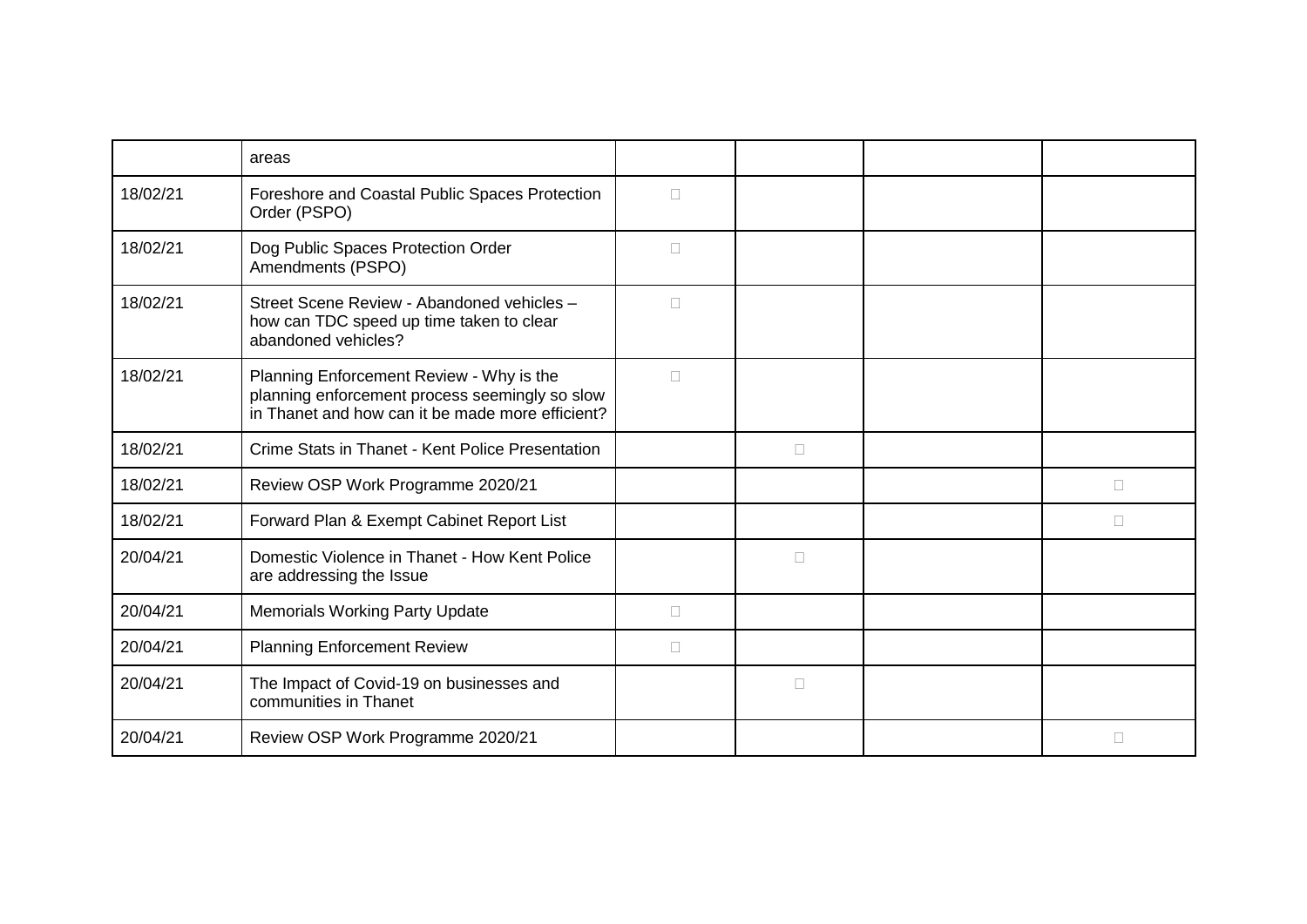| | | | | | |
|---|---|---|---|---|---|
| | areas | | | | |
| 18/02/21 | Foreshore and Coastal Public Spaces Protection Order (PSPO) | ☐ | | | |
| 18/02/21 | Dog Public Spaces Protection Order Amendments (PSPO) | ☐ | | | |
| 18/02/21 | Street Scene Review - Abandoned vehicles – how can TDC speed up time taken to clear abandoned vehicles? | ☐ | | | |
| 18/02/21 | Planning Enforcement Review - Why is the planning enforcement process seemingly so slow in Thanet and how can it be made more efficient? | ☐ | | | |
| 18/02/21 | Crime Stats in Thanet - Kent Police Presentation | | ☐ | | |
| 18/02/21 | Review OSP Work Programme 2020/21 | | | | ☐ |
| 18/02/21 | Forward Plan & Exempt Cabinet Report List | | | | ☐ |
| 20/04/21 | Domestic Violence in Thanet - How Kent Police are addressing the Issue | | ☐ | | |
| 20/04/21 | Memorials Working Party Update | ☐ | | | |
| 20/04/21 | Planning Enforcement Review | ☐ | | | |
| 20/04/21 | The Impact of Covid-19 on businesses and communities in Thanet | | ☐ | | |
| 20/04/21 | Review OSP Work Programme 2020/21 | | | | ☐ |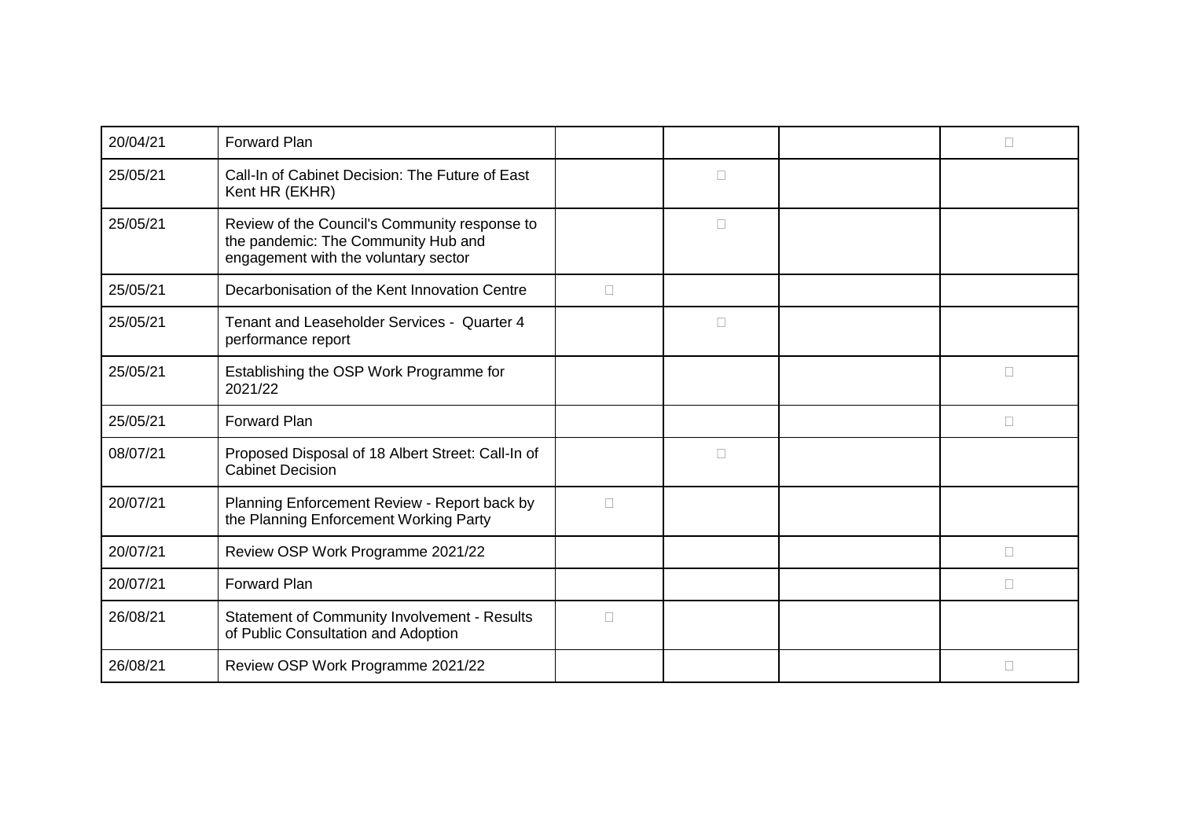| | | | | | |
|---|---|---|---|---|---|
| 20/04/21 | Forward Plan | | | | □ |
| 25/05/21 | Call-In of Cabinet Decision: The Future of East Kent HR (EKHR) | | □ | | |
| 25/05/21 | Review of the Council's Community response to the pandemic: The Community Hub and engagement with the voluntary sector | | □ | | |
| 25/05/21 | Decarbonisation of the Kent Innovation Centre | □ | | | |
| 25/05/21 | Tenant and Leaseholder Services - Quarter 4 performance report | | □ | | |
| 25/05/21 | Establishing the OSP Work Programme for 2021/22 | | | | □ |
| 25/05/21 | Forward Plan | | | | □ |
| 08/07/21 | Proposed Disposal of 18 Albert Street: Call-In of Cabinet Decision | | □ | | |
| 20/07/21 | Planning Enforcement Review - Report back by the Planning Enforcement Working Party | □ | | | |
| 20/07/21 | Review OSP Work Programme 2021/22 | | | | □ |
| 20/07/21 | Forward Plan | | | | □ |
| 26/08/21 | Statement of Community Involvement - Results of Public Consultation and Adoption | □ | | | |
| 26/08/21 | Review OSP Work Programme 2021/22 | | | | □ |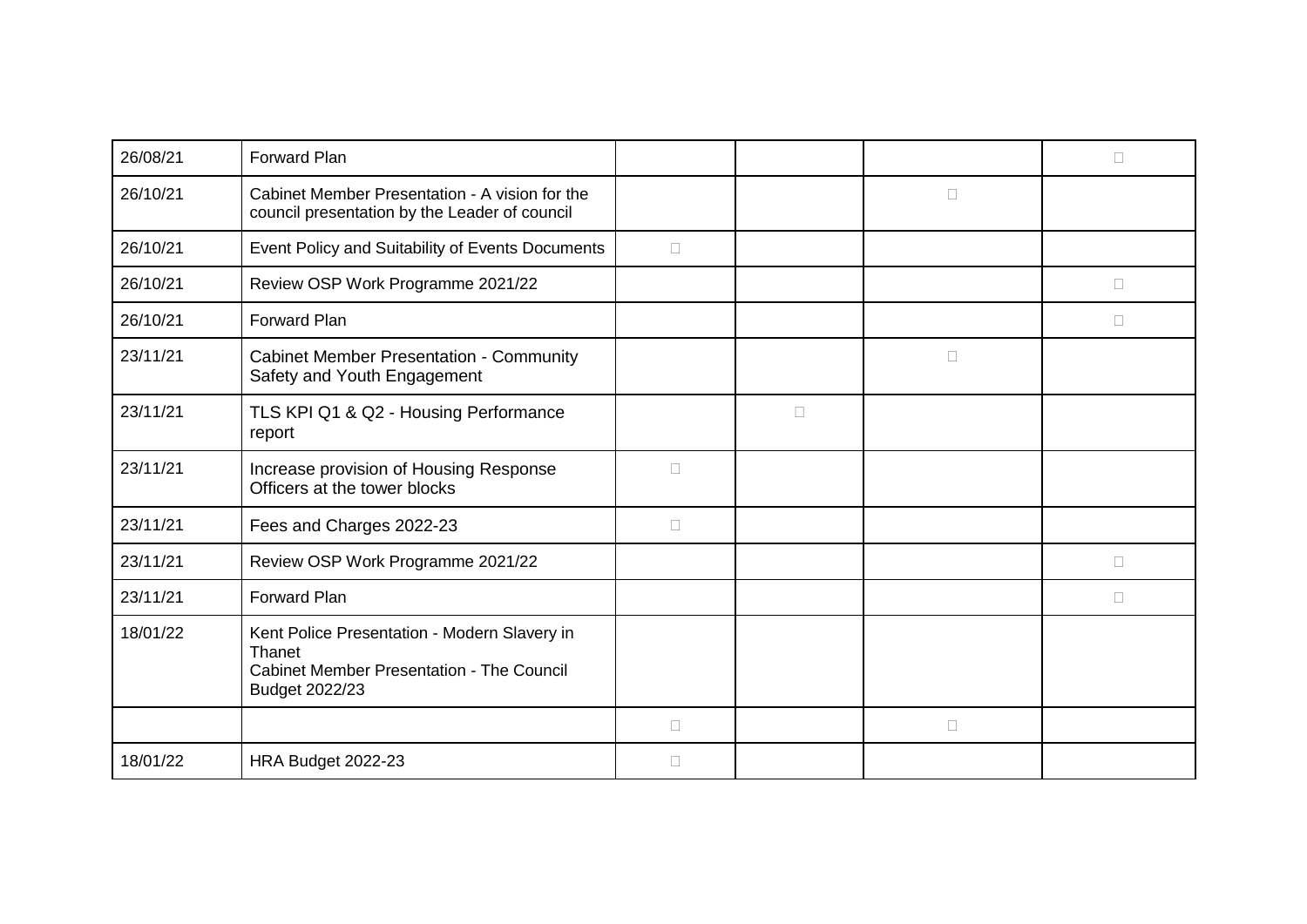| | | | | | |
|---|---|---|---|---|---|
| 26/08/21 | Forward Plan | | | | □ |
| 26/10/21 | Cabinet Member Presentation - A vision for the council presentation by the Leader of council | | | □ | |
| 26/10/21 | Event Policy and Suitability of Events Documents | □ | | | |
| 26/10/21 | Review OSP Work Programme 2021/22 | | | | □ |
| 26/10/21 | Forward Plan | | | | □ |
| 23/11/21 | Cabinet Member Presentation - Community Safety and Youth Engagement | | | □ | |
| 23/11/21 | TLS KPI Q1 & Q2 - Housing Performance report | | □ | | |
| 23/11/21 | Increase provision of Housing Response Officers at the tower blocks | □ | | | |
| 23/11/21 | Fees and Charges 2022-23 | □ | | | |
| 23/11/21 | Review OSP Work Programme 2021/22 | | | | □ |
| 23/11/21 | Forward Plan | | | | □ |
| 18/01/22 | Kent Police Presentation - Modern Slavery in Thanet<br>Cabinet Member Presentation - The Council Budget 2022/23 | | | | |
| | | □ | | □ | |
| 18/01/22 | HRA Budget 2022-23 | □ | | | |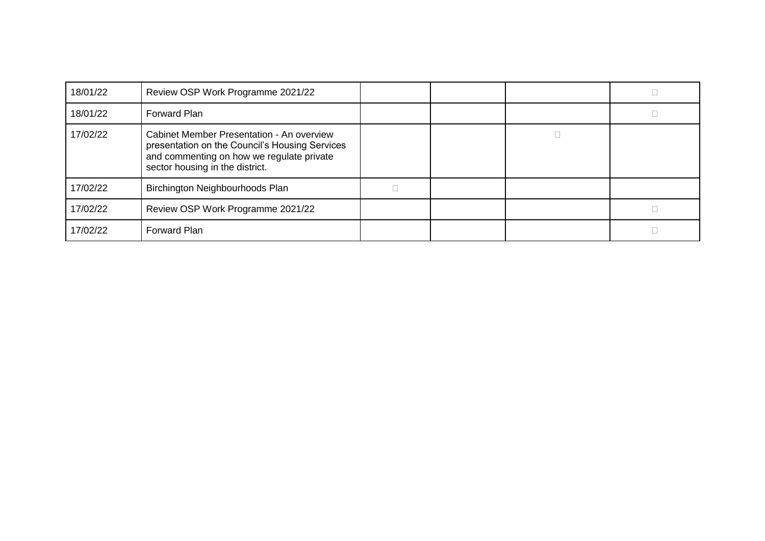| | | | | | |
|---|---|---|---|---|---|
| 18/01/22 | Review OSP Work Programme 2021/22 | | | | ☐ |
| 18/01/22 | Forward Plan | | | | ☐ |
| 17/02/22 | Cabinet Member Presentation - An overview presentation on the Council's Housing Services and commenting on how we regulate private sector housing in the district. | | | ☐ | |
| 17/02/22 | Birchington Neighbourhoods Plan | ☐ | | | |
| 17/02/22 | Review OSP Work Programme 2021/22 | | | | ☐ |
| 17/02/22 | Forward Plan | | | | ☐ |